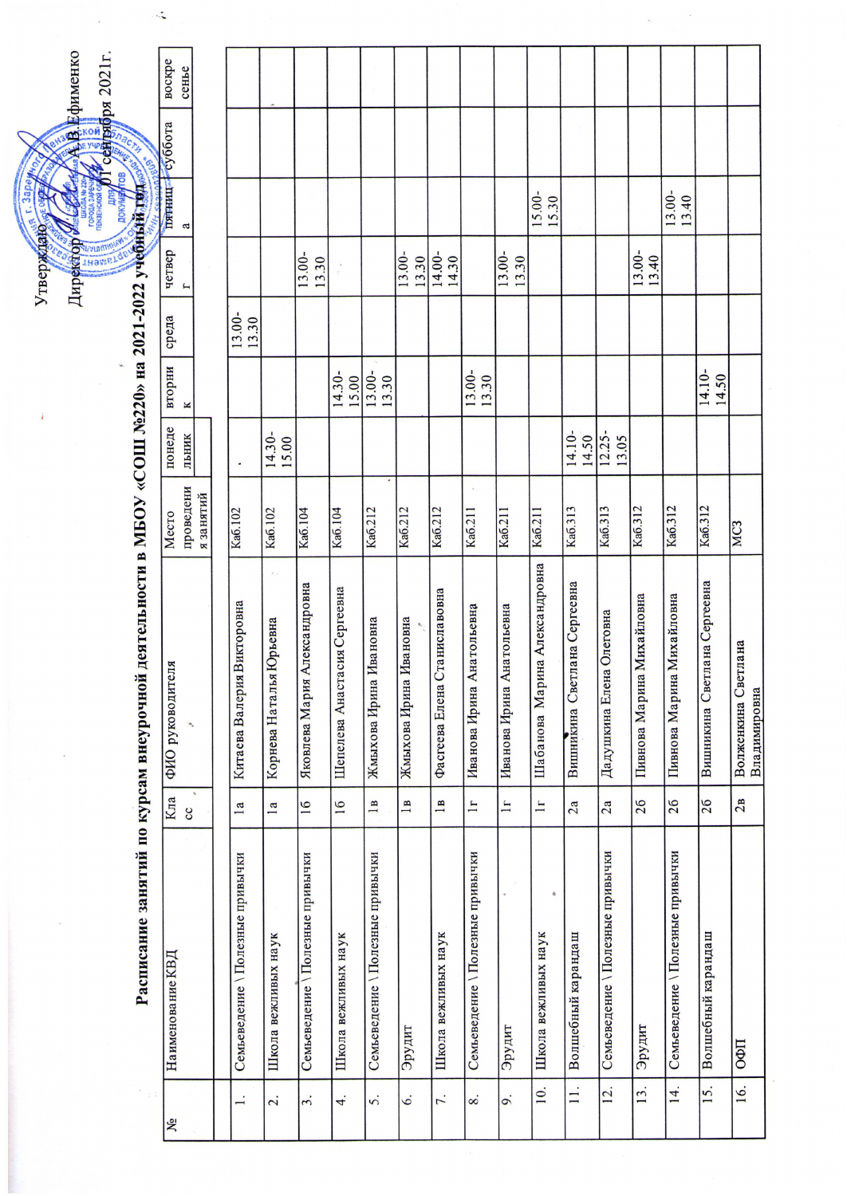Утверждаю

Директор ______ А.В.Ефименко

01 сентября 2021г.

## Расписание занятий по курсам внеурочной деятельности в МБОУ «СОШ №220» на 2021-2022 учебный год

| № | Наименование КВД | Класс | ФИО руководителя | Место проведения занятий | понедельник | вторник | среда | четверг | пятница | суббота | воскресенье |
|---|---|---|---|---|---|---|---|---|---|---|---|
| 1. | Семьеведение \ Полезные привычки | 1а | Китаева Валерия Викторовна | Каб.102 | . | | 13.00-13.30 | | | | |
| 2. | Школа вежливых наук | 1а | Корнева Наталья Юрьевна | Каб.102 | 14.30-15.00 | | | | | | |
| 3. | Семьеведение \ Полезные привычки | 1б | Яковлева Мария Александровна | Каб.104 | | | | 13.00-13.30 | | | |
| 4. | Школа вежливых наук | 1б | Шепелева Анастасия Сергеевна | Каб.104 | | 14.30-15.00 | | | | | |
| 5. | Семьеведение \ Полезные привычки | 1в | Жмыхова Ирина Ивановна | Каб.212 | | 13.00-13.30 | | | | | |
| 6. | Эрудит | 1в | Жмыхова Ирина Ивановна | Каб.212 | | | | 13.00-13.30 | | | |
| 7. | Школа вежливых наук | 1в | Фастеева Елена Станиславовна | Каб.212 | | | | 14.00-14.30 | | | |
| 8. | Семьеведение \ Полезные привычки | 1г | Иванова Ирина Анатольевна | Каб.211 | | 13.00-13.30 | | | | | |
| 9. | Эрудит | 1г | Иванова Ирина Анатольевна | Каб.211 | | | | 13.00-13.30 | | | |
| 10. | Школа вежливых наук | 1г | Шабанова Марина Александровна | Каб.211 | | | | | 15.00-15.30 | | |
| 11. | Волшебный карандаш | 2а | Вишникина Светлана Сергеевна | Каб.313 | 14.10-14.50 | | | | | | |
| 12. | Семьеведение \ Полезные привычки | 2а | Дадушкина Елена Олеговна | Каб.313 | 12.25-13.05 | | | | | | |
| 13. | Эрудит | 2б | Пивнова Марина Михайловна | Каб.312 | | | | 13.00-13.40 | | | |
| 14. | Семьеведение \ Полезные привычки | 2б | Пивнова Марина Михайловна | Каб.312 | | | | | 13.00-13.40 | | |
| 15. | Волшебный карандаш | 2б | Вишникина Светлана Сергеевна | Каб.312 | | 14.10-14.50 | | | | | |
| 16. | ОФП | 2в | Волженкина Светлана Владимировна | МСЗ | | | | | | | |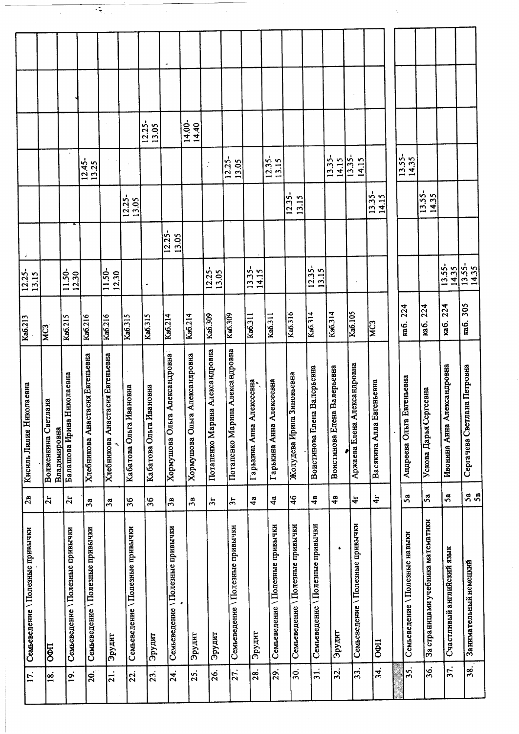| | | | | | | | | | | | |
|---|---|---|---|---|---|---|---|---|---|---|---|
| 17. | Семьеведение \ Полезные привычки | 2в | Кисиль Лилия Николаевна | Каб.213 | 12.25-13.15 | | | | | | |
| 18. | ОФП | 2г | Волженкина Светлана Владимировна | МСЗ | | | | | | | |
| 19. | Семьеведение \ Полезные привычки | 2г | Балашова Ирина Николаевна | Каб.215 | 11.50-12.30 | | | | | | |
| 20. | Семьеведение \ Полезные привычки | 3а | Хлебникова Анастасия Евгеньевна | Каб.216 | | | | 12.45-13.25 | | | |
| 21. | Эрудит | 3а | Хлебникова Анастасия Евгеньевна | Каб.216 | 11.50-12.30 | | | | | | |
| 22. | Семьеведение \ Полезные привычки | 3б | Кабатова Ольга Ивановна | Каб.315 | | | 12.25-13.05 | | | | |
| 23. | Эрудит | 3б | Кабатова Ольга Ивановна | Каб.315 | | | | | 12.25-13.05 | | |
| 24. | Семьеведение \ Полезные привычки | 3в | Хормушова Ольга Александровна | Каб.214 | | 12.25-13.05 | | | | | |
| 25. | Эрудит | 3в | Хормушова Ольга Александровна | Каб.214 | | | | | 14.00-14.40 | | |
| 26. | Эрудит | 3г | Потапенко Марина Александровна | Каб.309 | 12.25-13.05 | | | | | | |
| 27. | Семьеведение \ Полезные привычки | 3г | Потапенко Марина Александровна | Каб.309 | | | | 12.25-13.05 | | | |
| 28. | Эрудит | 4а | Гарькина Анна Алексеевна | Каб.311 | 13.35-14.15 | | | | | | |
| 29. | Семьеведение \ Полезные привычки | 4а | Гарькина Анна Алексеевна | Каб.311 | | | | 12.35-13.15 | | | |
| 30. | Семьеведение \ Полезные привычки | 4б | Жолудева Ирина Зиновьевна | Каб.316 | | | 12.35-13.15 | | | | |
| 31. | Семьеведение \ Полезные привычки | 4в | Воистинова Елена Валерьевна | Каб.314 | 12.35-13.15 | | | | | | |
| 32. | Эрудит | 4в | Воистинова Елена Валерьевна | Каб.314 | | | | 13.35-14.15 | | | |
| 33. | Семьеведение \ Полезные привычки | 4г | Аржаева Елена Александровна | Каб.105 | | | | 13.35-14.15 | | | |
| 34. | ОФП | 4г | Васякина Алла Евгеньевна | МСЗ | | | 13.35-14.15 | | | | |
| | | | | | | | | | | | |
| 35. | Семьеведение \ Полезные навыки | 5а | Андреева Ольга Евгеньевна | каб. 224 | | | | 13.55-14.35 | | | |
| 36. | За страницами учебника математики | 5а | Ускова Дарья Сергеевна | каб. 224 | | | 13.55-14.35 | | | | |
| 37. | Счастливый английский язык | 5а | Ивонина Анна Александровна | каб. 224 | 13.55-14.35 | | | | | | |
| 38. | Занимательный немецкий | 5а 5в | Сергачева Светлана Петровна | каб. 305 | 13.55-14.35 | | | | | | |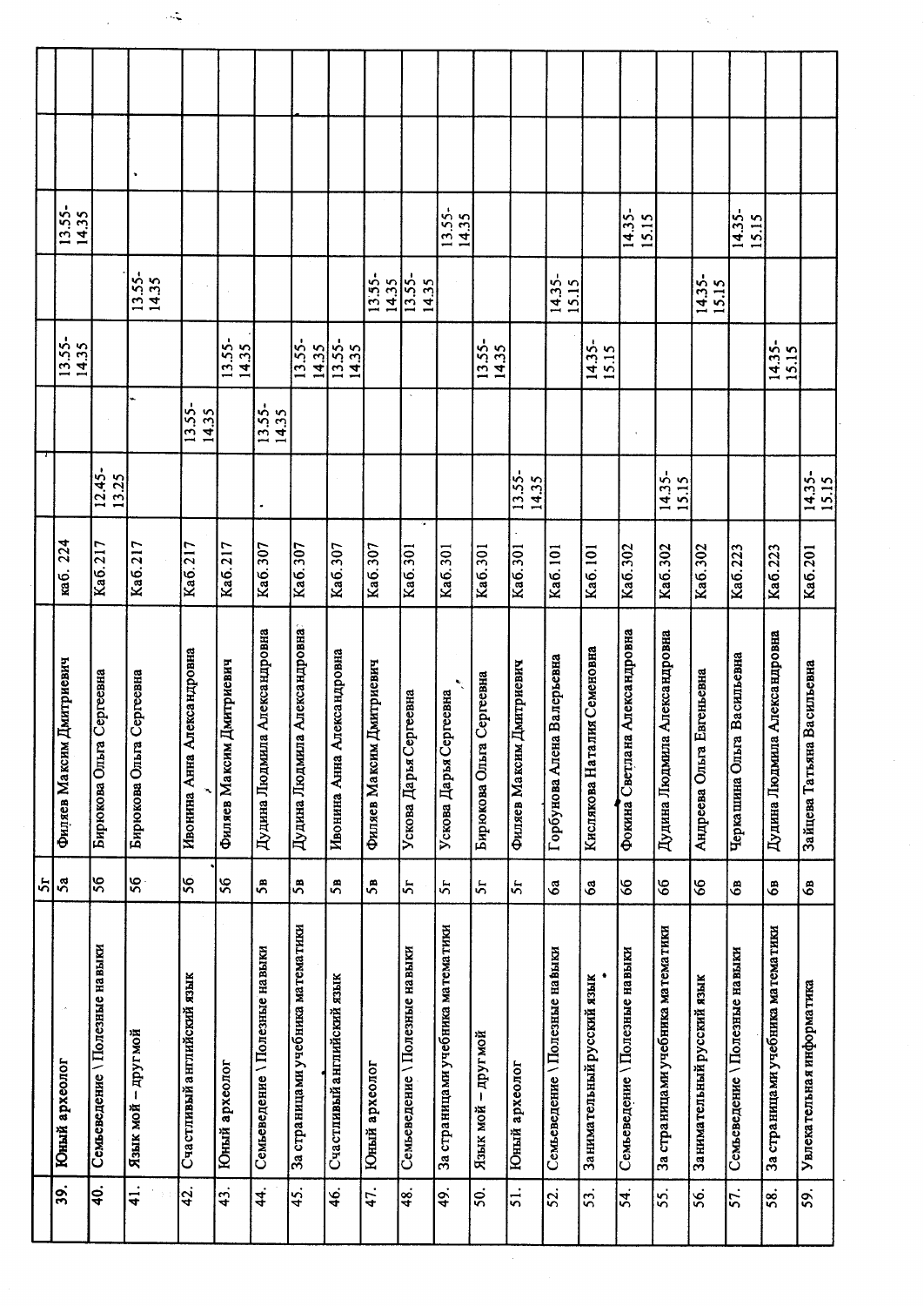| | | | | | | | | | | | |
|---|---|---|---|---|---|---|---|---|---|---|---|
| | | 5г | | | | | | | | | |
| 39. | Юный археолог | 5а | Филяев Максим Дмитриевич | каб. 224 | | | 13.55-14.35 | | 13.55-14.35 | | |
| 40. | Семьеведение \ Полезные навыки | 5б | Бирюкова Ольга Сергеевна | Каб.217 | 12.45-13.25 | | | | | | |
| 41. | Язык мой – другмой | 5б | Бирюкова Ольга Сергеевна | Каб.217 | | | | 13.55-14.35 | | | |
| 42. | Счастливый английский язык | 5б | Ивонина Анна Александровна | Каб.217 | | 13.55-14.35 | | | | | |
| 43. | Юный археолог | 5б | Филяев Максим Дмитриевич | Каб.217 | | | 13.55-14.35 | | | | |
| 44. | Семьеведение \ Полезные навыки | 5в | Дудина Людмила Александровна | Каб.307 | | 13.55-14.35 | | | | | |
| 45. | За страницами учебника математики | 5в | Дудина Людмила Александровна | Каб.307 | | | 13.55-14.35 | | | | |
| 46. | Счастливый английский язык | 5в | Ивонина Анна Александровна | Каб.307 | | | 13.55-14.35 | | | | |
| 47. | Юный археолог | 5в | Филяев Максим Дмитриевич | Каб.307 | | | | 13.55-14.35 | | | |
| 48. | Семьеведение \ Полезные навыки | 5г | Ускова Дарья Сергеевна | Каб.301 | | | | 13.55-14.35 | | | |
| 49. | За страницами учебника математики | 5г | Ускова Дарья Сергеевна | Каб.301 | | | | | 13.55-14.35 | | |
| 50. | Язык мой – другмой | 5г | Бирюкова Ольга Сергеевна | Каб.301 | | | 13.55-14.35 | | | | |
| 51. | Юный археолог | 5г | Филяев Максим Дмитриевич | Каб.301 | 13.55-14.35 | | | | | | |
| 52. | Семьеведение \ Полезные навыки | 6а | Горбунова Алена Валерьевна | Каб.101 | | | | 14.35-15.15 | | | |
| 53. | Занимательный русский язык | 6а | Кислякова Наталия Семеновна | Каб.101 | | | 14.35-15.15 | | | | |
| 54. | Семьеведение \ Полезные навыки | 6б | Фокина Светлана Александровна | Каб.302 | | | | | 14.35-15.15 | | |
| 55. | За страницами учебника математики | 6б | Дудина Людмила Александровна | Каб.302 | 14.35-15.15 | | | | | | |
| 56. | Занимательный русский язык | 6б | Андреева Ольга Евгеньевна | Каб.302 | | | | 14.35-15.15 | | | |
| 57. | Семьеведение \ Полезные навыки | 6в | Черкашина Ольга Васильевна | Каб.223 | | | | | 14.35-15.15 | | |
| 58. | За страницами учебника математики | 6в | Дудина Людмила Александровна | Каб.223 | | | 14.35-15.15 | | | | |
| 59. | Увлекательная информатика | 6в | Зайцева Татьяна Васильевна | Каб.201 | 14.35-15.15 | | | | | | |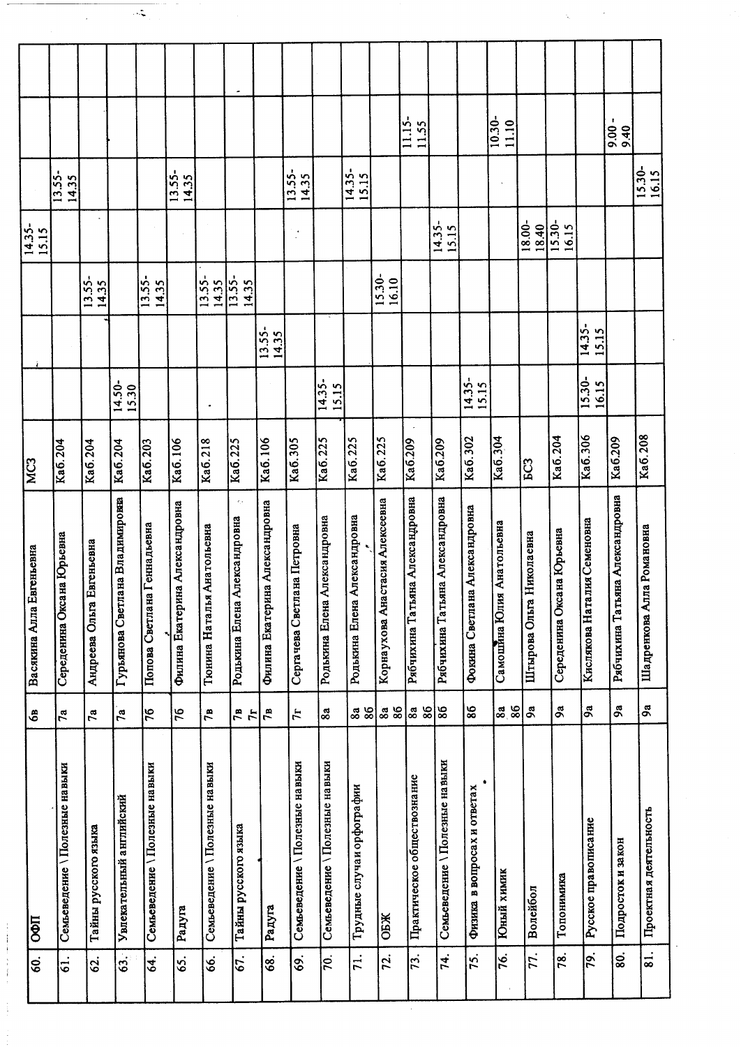| 60. | ОФП | 6в | Васякина Алла Евгеньевна | МСЗ | | | | 14.35-15.15 | | | |
|---|---|---|---|---|---|---|---|---|---|---|---|
| 61. | Семьеведение \ Полезные навыки | 7а | Середенина Оксана Юрьевна | Каб.204 | | | | | 13.55-14.35 | | |
| 62. | Тайны русского языка | 7а | Андреева Ольга Евгеньевна | Каб.204 | | | 13.55-14.35 | | | | |
| 63. | Увлекательный английский | 7а | Гурьянова Светлана Владимировна | Каб.204 | 14.50-15.30 | | | | | | |
| 64. | Семьеведение \ Полезные навыки | 7б | Попова Светлана Геннадьевна | Каб.203 | | | 13.55-14.35 | | | | |
| 65. | Радуга | 7б | Филина Екатерина Александровна | Каб.106 | | | | | 13.55-14.35 | | |
| 66. | Семьеведение \ Полезные навыки | 7в | Тюнина Наталья Анатольевна | Каб.218 | | | 13.55-14.35 | | | | |
| 67. | Тайны русского языка | 7в 7г | Родькина Елена Александровна | Каб.225 | | | 13.55-14.35 | | | | |
| 68. | Радуга | 7в | Филина Екатерина Александровна | Каб.106 | | 13.55-14.35 | | | | | |
| 69. | Семьеведение \ Полезные навыки | 7г | Сергачева Светлана Петровна | Каб.305 | | | | | 13.55-14.35 | | |
| 70. | Семьеведение \ Полезные навыки | 8а | Родькина Елена Александровна | Каб.225 | 14.35-15.15 | | | | | | |
| 71. | Трудные случаи орфографии | 8а 8б | Родькина Елена Александровна | Каб.225 | | | | | 14.35-15.15 | | |
| 72. | ОБЖ | 8а 8б | Корнаухова Анастасия Алексеевна | Каб.225 | | | 15.30-16.10 | | | | |
| 73. | Практическое обществознание | 8а 8б | Рябчихина Татьяна Александровна | Каб.209 | | | | | | 11.15-11.55 | |
| 74. | Семьеведение \ Полезные навыки | 8б | Рябчихина Татьяна Александровна | Каб.209 | | | | 14.35-15.15 | | | |
| 75. | Физика в вопросах и ответах | 8б | Фокина Светлана Александровна | Каб.302 | 14.35-15.15 | | | | | | |
| 76. | Юный химик | 8а 8б | Самошина Юлия Анатольевна | Каб.304 | | | | | | 10.30-11.10 | |
| 77. | Волейбол | 9а | Штырова Ольга Николаевна | БСЗ | | | | 18.00-18.40 | | | |
| 78. | Топонимика | 9а | Середенина Оксана Юрьевна | Каб.204 | | | | 15.30-16.15 | | | |
| 79. | Русское правописание | 9а | Кислякова Наталия Семеновна | Каб.306 | 15.30-16.15 | 14.35-15.15 | | | | | |
| 80. | Подросток и закон | 9а | Рябчихина Татьяна Александровна | Каб.209 | | | | | | 9.00-9.40 | |
| 81. | Проектная деятельность | 9а | Шадренкова Алла Романовна | Каб.208 | | | | | 15.30-16.15 | | |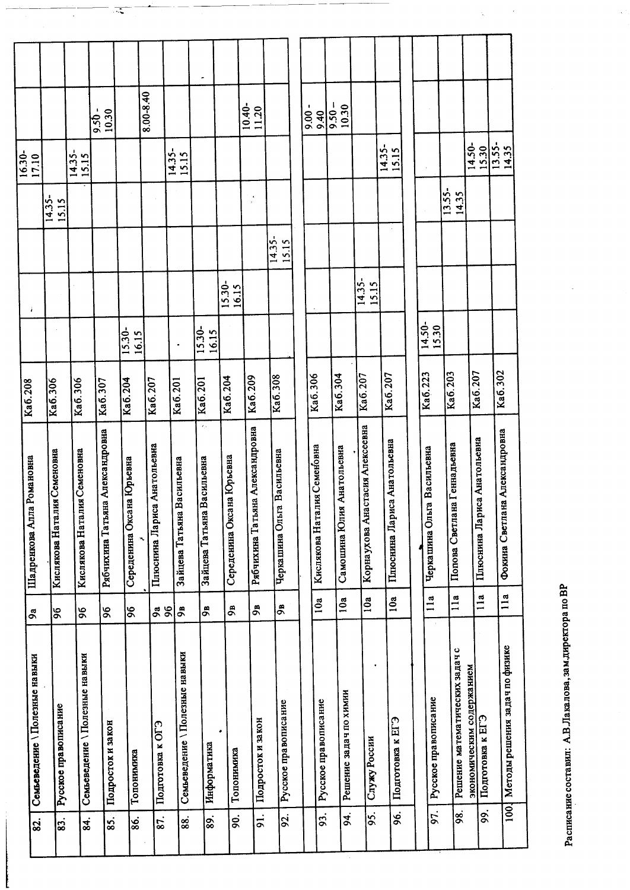| | | | | | | | | | | |
|---|---|---|---|---|---|---|---|---|---|---|
| 82. | Семьеведение \ Полезные навыки | 9а | Шадренкова Алла Романовна | Каб.208 | | | | | 16.30-17.10 | |
| 83. | Русское правописание | 9б | Кислякова Наталия Семеновна | Каб.306 | | | | 14.35-15.15 | | |
| 84. | Семьеведение \ Полезные навыки | 9б | Кислякова Наталия Семеновна | Каб.306 | | | | | 14.35-15.15 | |
| 85. | Подросток и закон | 9б | Рябчихина Татьяна Александровна | Каб.307 | | | | | | 9.50-10.30 |
| 86. | Топонимика | 9б | Середенина Оксана Юрьевна | Каб.204 | 15.30-16.15 | | | | | |
| 87. | Подготовка к ОГЭ | 9а 9б | Плюснина Лариса Анатольевна | Каб.207 | | | | | | 8.00-8.40 |
| 88. | Семьеведение \ Полезные навыки | 9в | Зайцева Татьяна Васильевна | Каб.201 | | | | | 14.35-15.15 | |
| 89. | Информатика | 9в | Зайцева Татьяна Васильевна | Каб.201 | 15.30-16.15 | | | | | |
| 90. | Топонимика | 9в | Середенина Оксана Юрьевна | Каб.204 | | 15.30-16.15 | | | | |
| 91. | Подросток и закон | 9в | Рябчихина Татьяна Александровна | Каб.209 | | | | | | 10.40-11.20 |
| 92. | Русское правописание | 9в | Черкашина Ольга Васильевна | Каб.308 | | | 14.35-15.15 | | | |
| | | | | | | | | | | |
| 93. | Русское правописание | 10а | Кислякова Наталия Семеновна | Каб.306 | | | | | | 9.00-9.40 |
| 94. | Решение задач по химии | 10а | Самошина Юлия Анатольевна | Каб.304 | | | | | | 9.50-10.30 |
| 95. | Служу России | 10а | Корнаухова Анастасия Алексеевна | Каб.207 | | 14.35-15.15 | | | | |
| 96. | Подготовка к ЕГЭ | 10а | Плюснина Лариса Анатольевна | Каб.207 | | | | | 14.35-15.15 | |
| | | | | | | | | | | |
| 97. | Русское правописание | 11а | Черкашина Ольга Васильевна | Каб.223 | 14.50-15.30 | | | | | |
| 98. | Решение математических задач с экономическим содержанием | 11а | Попова Светлана Геннадьевна | Каб.203 | | | | 13.55-14.35 | | |
| 99. | Подготовка к ЕГЭ | 11а | Плюснина Лариса Анатольевна | Каб.207 | | | | | 14.50-15.30 | |
| 100. | Методы решения задач по физике | 11а | Фокина Светлана Александровна | Каб.302 | | | | | 13.55-14.35 | |

Расписание составил: А.В.Лакалова, зам.директора по ВР